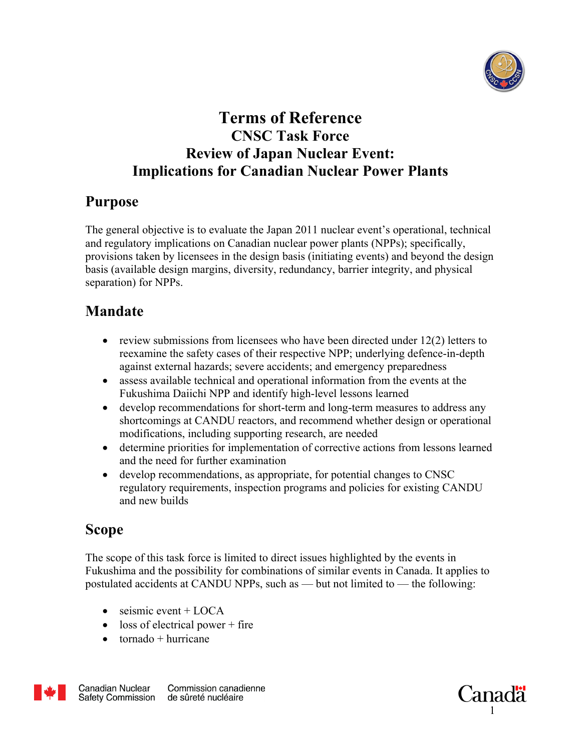# Terms of Reference
## CNSC Task Force
## Review of Japan Nuclear Event: Implications for Canadian Nuclear Power Plants

## Purpose

The general objective is to evaluate the Japan 2011 nuclear event's operational, technical and regulatory implications on Canadian nuclear power plants (NPPs); specifically, provisions taken by licensees in the design basis (initiating events) and beyond the design basis (available design margins, diversity, redundancy, barrier integrity, and physical separation) for NPPs.

## Mandate

- review submissions from licensees who have been directed under 12(2) letters to reexamine the safety cases of their respective NPP; underlying defence-in-depth against external hazards; severe accidents; and emergency preparedness
- assess available technical and operational information from the events at the Fukushima Daiichi NPP and identify high-level lessons learned
- develop recommendations for short-term and long-term measures to address any shortcomings at CANDU reactors, and recommend whether design or operational modifications, including supporting research, are needed
- determine priorities for implementation of corrective actions from lessons learned and the need for further examination
- develop recommendations, as appropriate, for potential changes to CNSC regulatory requirements, inspection programs and policies for existing CANDU and new builds

## Scope

The scope of this task force is limited to direct issues highlighted by the events in Fukushima and the possibility for combinations of similar events in Canada. It applies to postulated accidents at CANDU NPPs, such as — but not limited to — the following:

- seismic event + LOCA
- loss of electrical power + fire
- tornado + hurricane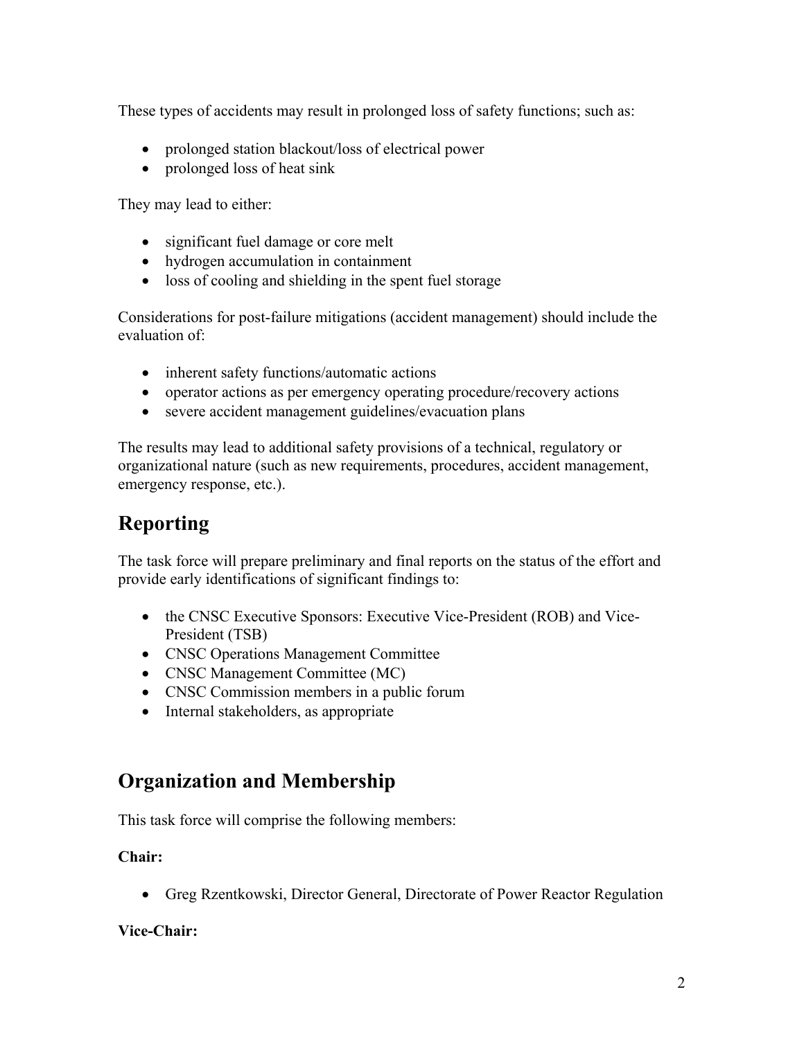These types of accidents may result in prolonged loss of safety functions; such as:

- prolonged station blackout/loss of electrical power
- prolonged loss of heat sink

They may lead to either:

- significant fuel damage or core melt
- hydrogen accumulation in containment
- loss of cooling and shielding in the spent fuel storage

Considerations for post-failure mitigations (accident management) should include the evaluation of:

- inherent safety functions/automatic actions
- operator actions as per emergency operating procedure/recovery actions
- severe accident management guidelines/evacuation plans

The results may lead to additional safety provisions of a technical, regulatory or organizational nature (such as new requirements, procedures, accident management, emergency response, etc.).

## Reporting

The task force will prepare preliminary and final reports on the status of the effort and provide early identifications of significant findings to:

- the CNSC Executive Sponsors: Executive Vice-President (ROB) and Vice-President (TSB)
- CNSC Operations Management Committee
- CNSC Management Committee (MC)
- CNSC Commission members in a public forum
- Internal stakeholders, as appropriate

## Organization and Membership

This task force will comprise the following members:

**Chair:**

- Greg Rzentkowski, Director General, Directorate of Power Reactor Regulation

**Vice-Chair:**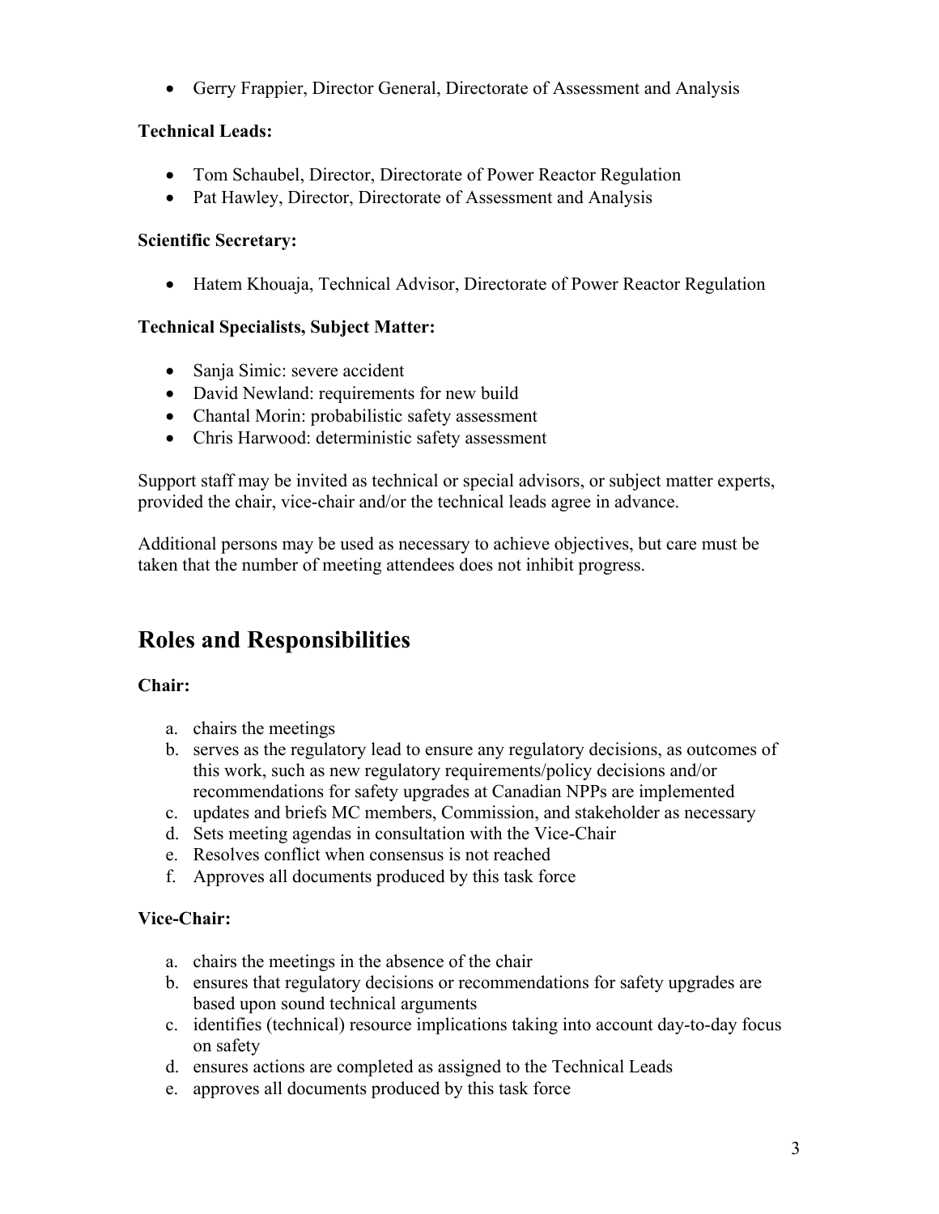- Gerry Frappier, Director General, Directorate of Assessment and Analysis

**Technical Leads:**

- Tom Schaubel, Director, Directorate of Power Reactor Regulation
- Pat Hawley, Director, Directorate of Assessment and Analysis

**Scientific Secretary:**

- Hatem Khouaja, Technical Advisor, Directorate of Power Reactor Regulation

**Technical Specialists, Subject Matter:**

- Sanja Simic: severe accident
- David Newland: requirements for new build
- Chantal Morin: probabilistic safety assessment
- Chris Harwood: deterministic safety assessment

Support staff may be invited as technical or special advisors, or subject matter experts, provided the chair, vice-chair and/or the technical leads agree in advance.

Additional persons may be used as necessary to achieve objectives, but care must be taken that the number of meeting attendees does not inhibit progress.

## Roles and Responsibilities

**Chair:**

a. chairs the meetings
b. serves as the regulatory lead to ensure any regulatory decisions, as outcomes of this work, such as new regulatory requirements/policy decisions and/or recommendations for safety upgrades at Canadian NPPs are implemented
c. updates and briefs MC members, Commission, and stakeholder as necessary
d. Sets meeting agendas in consultation with the Vice-Chair
e. Resolves conflict when consensus is not reached
f. Approves all documents produced by this task force

**Vice-Chair:**

a. chairs the meetings in the absence of the chair
b. ensures that regulatory decisions or recommendations for safety upgrades are based upon sound technical arguments
c. identifies (technical) resource implications taking into account day-to-day focus on safety
d. ensures actions are completed as assigned to the Technical Leads
e. approves all documents produced by this task force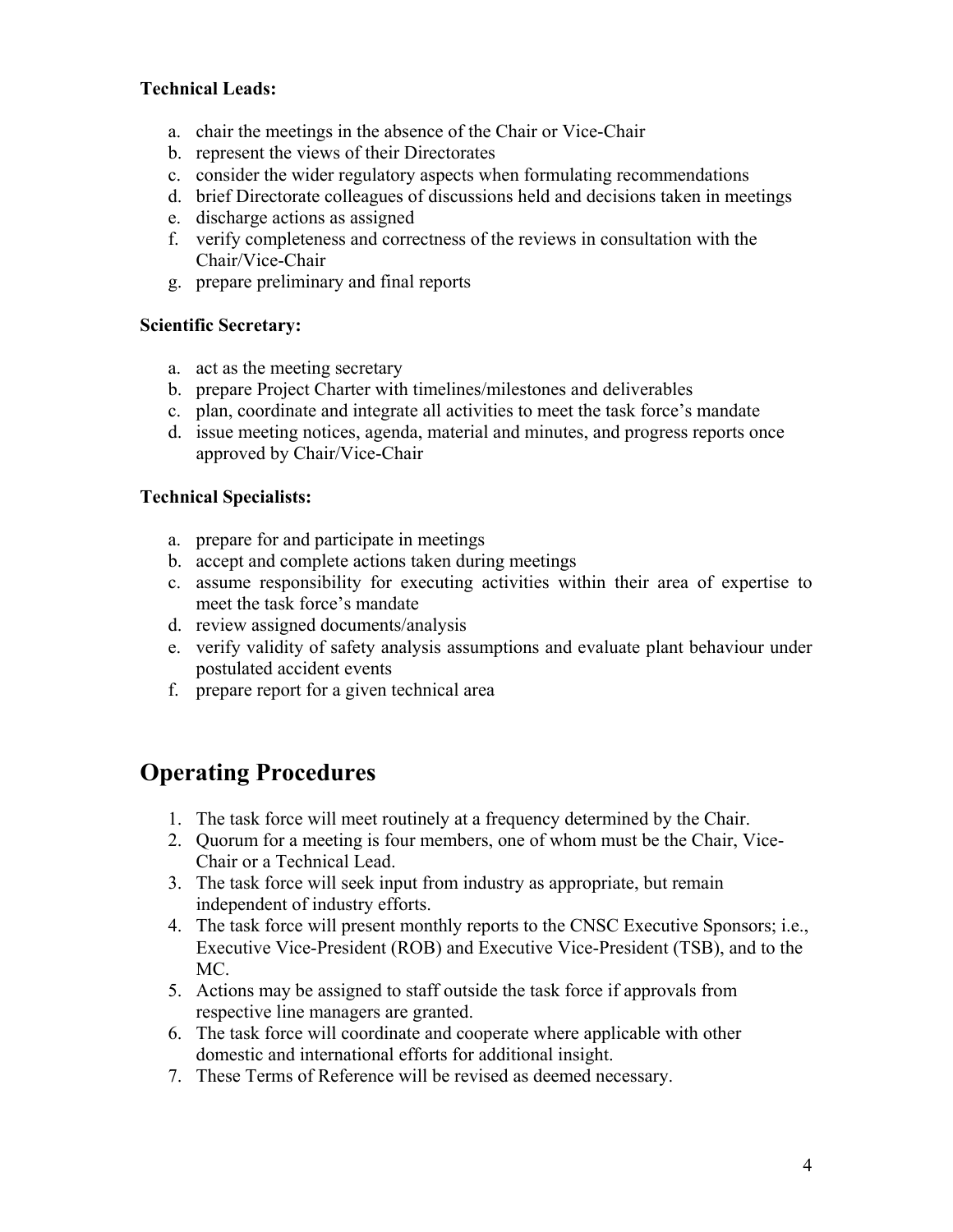**Technical Leads:**

a. chair the meetings in the absence of the Chair or Vice-Chair
b. represent the views of their Directorates
c. consider the wider regulatory aspects when formulating recommendations
d. brief Directorate colleagues of discussions held and decisions taken in meetings
e. discharge actions as assigned
f. verify completeness and correctness of the reviews in consultation with the Chair/Vice-Chair
g. prepare preliminary and final reports

**Scientific Secretary:**

a. act as the meeting secretary
b. prepare Project Charter with timelines/milestones and deliverables
c. plan, coordinate and integrate all activities to meet the task force's mandate
d. issue meeting notices, agenda, material and minutes, and progress reports once approved by Chair/Vice-Chair

**Technical Specialists:**

a. prepare for and participate in meetings
b. accept and complete actions taken during meetings
c. assume responsibility for executing activities within their area of expertise to meet the task force's mandate
d. review assigned documents/analysis
e. verify validity of safety analysis assumptions and evaluate plant behaviour under postulated accident events
f. prepare report for a given technical area

# Operating Procedures

1. The task force will meet routinely at a frequency determined by the Chair.
2. Quorum for a meeting is four members, one of whom must be the Chair, Vice-Chair or a Technical Lead.
3. The task force will seek input from industry as appropriate, but remain independent of industry efforts.
4. The task force will present monthly reports to the CNSC Executive Sponsors; i.e., Executive Vice-President (ROB) and Executive Vice-President (TSB), and to the MC.
5. Actions may be assigned to staff outside the task force if approvals from respective line managers are granted.
6. The task force will coordinate and cooperate where applicable with other domestic and international efforts for additional insight.
7. These Terms of Reference will be revised as deemed necessary.